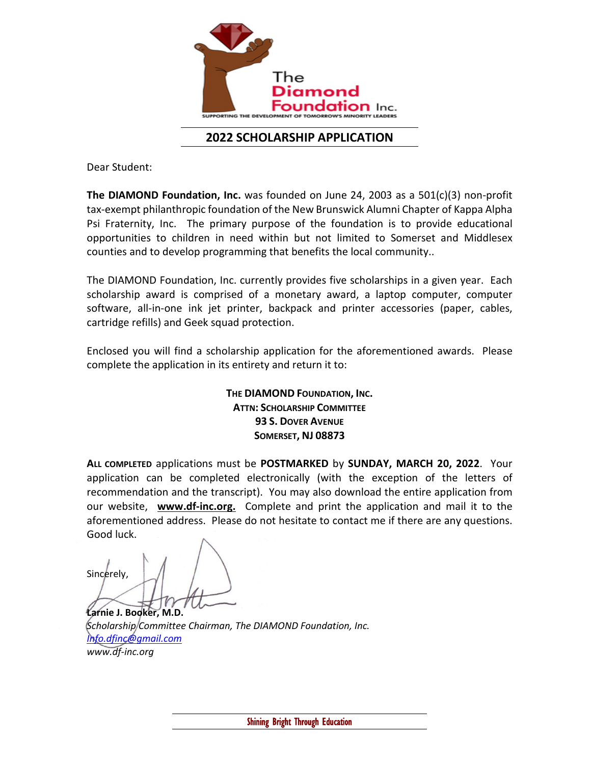The Diamond Foundation Inc.

SUPPORTING THE DEVELOPMENT OF TOMORROW'S MINORITY LEADERS

## 2022 SCHOLARSHIP APPLICATION

Dear Student:

**The DIAMOND Foundation, Inc.** was founded on June 24, 2003 as a 501(c)(3) non-profit tax-exempt philanthropic foundation of the New Brunswick Alumni Chapter of Kappa Alpha Psi Fraternity, Inc. The primary purpose of the foundation is to provide educational opportunities to children in need within but not limited to Somerset and Middlesex counties and to develop programming that benefits the local community..

The DIAMOND Foundation, Inc. currently provides five scholarships in a given year. Each scholarship award is comprised of a monetary award, a laptop computer, computer software, all-in-one ink jet printer, backpack and printer accessories (paper, cables, cartridge refills) and Geek squad protection.

Enclosed you will find a scholarship application for the aforementioned awards. Please complete the application in its entirety and return it to:

**THE DIAMOND FOUNDATION, INC.**
**ATTN: SCHOLARSHIP COMMITTEE**
**93 S. DOVER AVENUE**
**SOMERSET, NJ 08873**

**ALL COMPLETED** applications must be **POSTMARKED** by **SUNDAY, MARCH 20, 2022**. Your application can be completed electronically (with the exception of the letters of recommendation and the transcript). You may also download the entire application from our website, **www.df-inc.org.** Complete and print the application and mail it to the aforementioned address. Please do not hesitate to contact me if there are any questions. Good luck.

Sincerely,

**Larnie J. Booker, M.D.**
*Scholarship Committee Chairman, The DIAMOND Foundation, Inc.*
*Info.dfinc@gmail.com*
*www.df-inc.org*

Shining Bright Through Education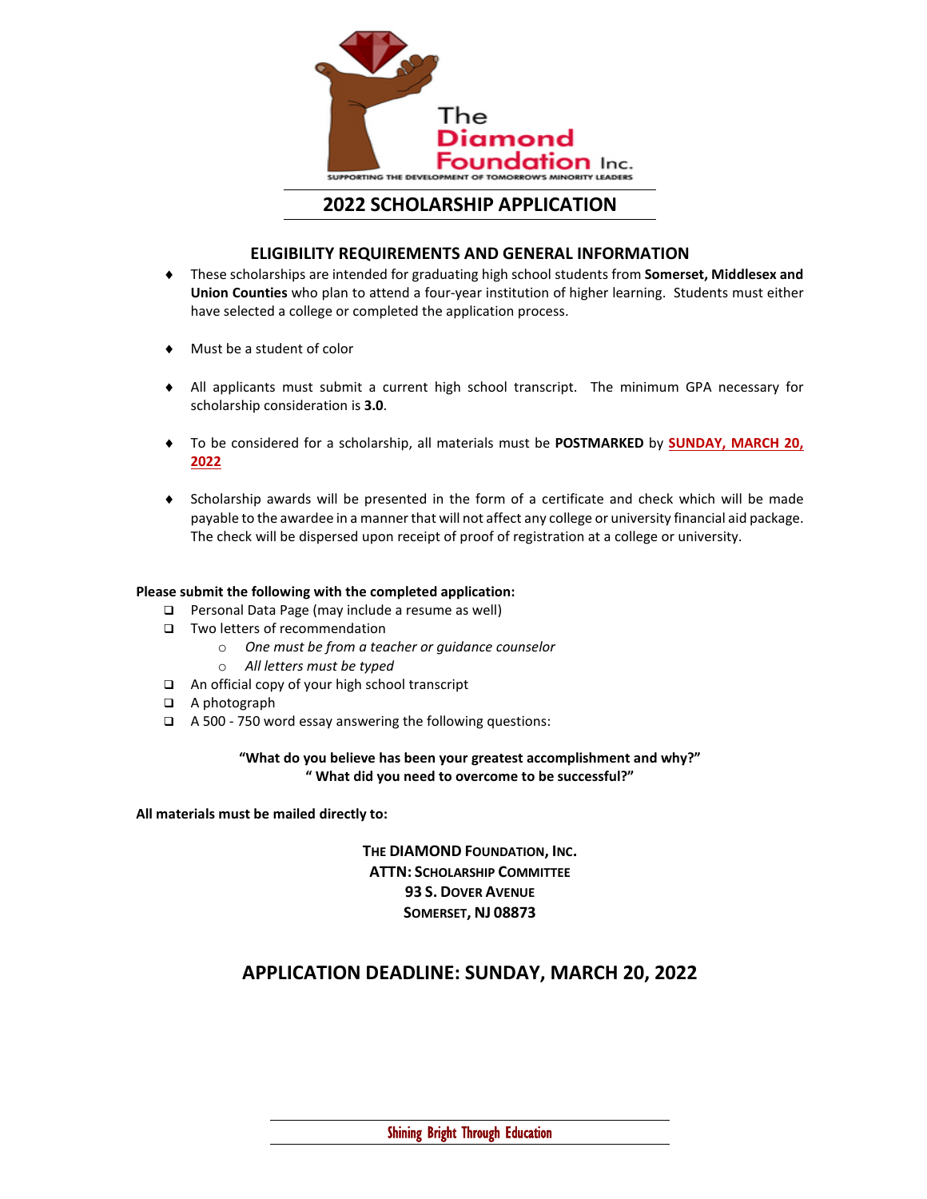The Diamond Foundation Inc.

SUPPORTING THE DEVELOPMENT OF TOMORROW'S MINORITY LEADERS

# 2022 SCHOLARSHIP APPLICATION

## ELIGIBILITY REQUIREMENTS AND GENERAL INFORMATION

- These scholarships are intended for graduating high school students from **Somerset, Middlesex and Union Counties** who plan to attend a four-year institution of higher learning. Students must either have selected a college or completed the application process.
- Must be a student of color
- All applicants must submit a current high school transcript. The minimum GPA necessary for scholarship consideration is **3.0**.
- To be considered for a scholarship, all materials must be **POSTMARKED** by **SUNDAY, MARCH 20, 2022**
- Scholarship awards will be presented in the form of a certificate and check which will be made payable to the awardee in a manner that will not affect any college or university financial aid package. The check will be dispersed upon receipt of proof of registration at a college or university.

**Please submit the following with the completed application:**

- ❑ Personal Data Page (may include a resume as well)
- ❑ Two letters of recommendation
  - *One must be from a teacher or guidance counselor*
  - *All letters must be typed*
- ❑ An official copy of your high school transcript
- ❑ A photograph
- ❑ A 500 - 750 word essay answering the following questions:

**"What do you believe has been your greatest accomplishment and why?"**
**" What did you need to overcome to be successful?"**

**All materials must be mailed directly to:**

**THE DIAMOND FOUNDATION, INC.**
**ATTN: SCHOLARSHIP COMMITTEE**
**93 S. DOVER AVENUE**
**SOMERSET, NJ 08873**

## APPLICATION DEADLINE: SUNDAY, MARCH 20, 2022

Shining Bright Through Education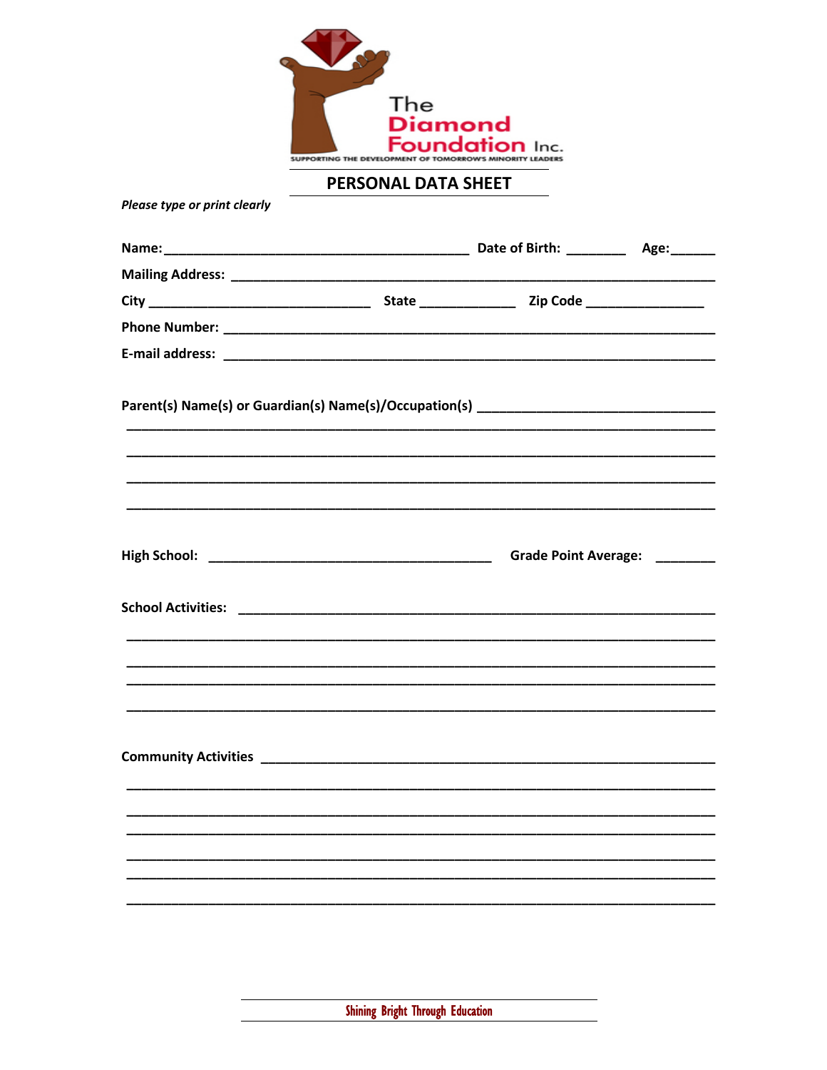The Diamond Foundation Inc.

SUPPORTING THE DEVELOPMENT OF TOMORROW'S MINORITY LEADERS

## PERSONAL DATA SHEET

*Please type or print clearly*

**Name:**__________________________________________ **Date of Birth:** ________ **Age:**______

**Mailing Address:** ____________________________________________________________________

**City** ______________________________ **State** _____________ **Zip Code** ________________

**Phone Number:** ____________________________________________________________________

**E-mail address:** ____________________________________________________________________

**Parent(s) Name(s) or Guardian(s) Name(s)/Occupation(s)** ________________________________

___________________________________________________________________________________

___________________________________________________________________________________

___________________________________________________________________________________

___________________________________________________________________________________

**High School:** ________________________________________ **Grade Point Average:** ________

**School Activities:** ____________________________________________________________________

___________________________________________________________________________________

___________________________________________________________________________________

___________________________________________________________________________________

___________________________________________________________________________________

**Community Activities** __________________________________________________________________

___________________________________________________________________________________

___________________________________________________________________________________

___________________________________________________________________________________

___________________________________________________________________________________

___________________________________________________________________________________

___________________________________________________________________________________

Shining Bright Through Education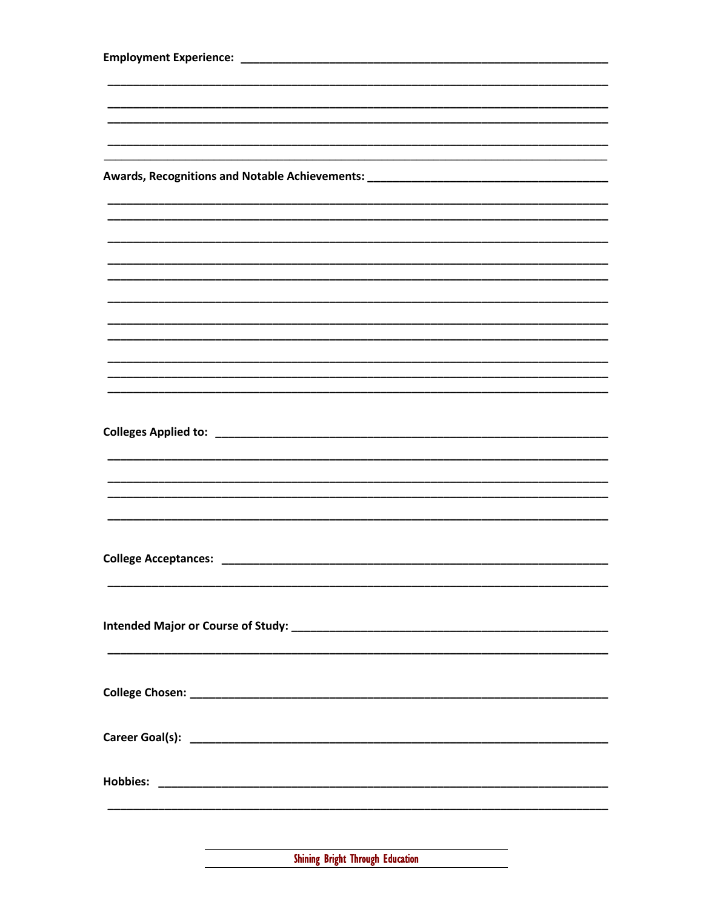**Employment Experience:** ___________________________________________________________

___________________________________________________________________________

___________________________________________________________________________

___________________________________________________________________________

___________________________________________________________________________

---

**Awards, Recognitions and Notable Achievements:** _______________________________________

___________________________________________________________________________

___________________________________________________________________________

___________________________________________________________________________

___________________________________________________________________________

___________________________________________________________________________

___________________________________________________________________________

___________________________________________________________________________

___________________________________________________________________________

___________________________________________________________________________

___________________________________________________________________________

___________________________________________________________________________

**Colleges Applied to:** _________________________________________________________________

___________________________________________________________________________

___________________________________________________________________________

___________________________________________________________________________

___________________________________________________________________________

**College Acceptances:** ________________________________________________________________

___________________________________________________________________________

**Intended Major or Course of Study:** ___________________________________________________

___________________________________________________________________________

**College Chosen:** ____________________________________________________________________

**Career Goal(s):** ____________________________________________________________________

**Hobbies:** _________________________________________________________________________

___________________________________________________________________________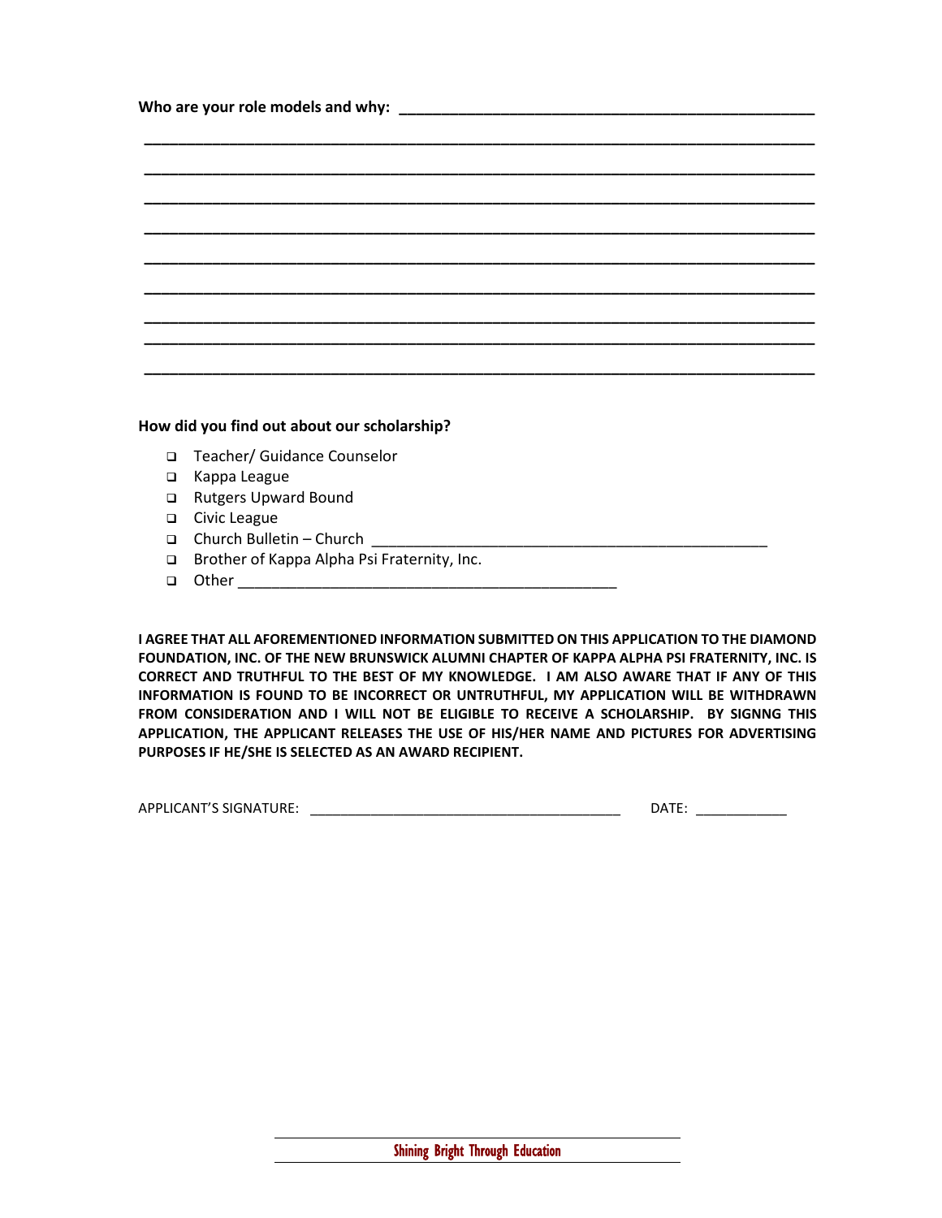**Who are your role models and why:** ___________________________________________________

_____________________________________________________________________________

_____________________________________________________________________________

_____________________________________________________________________________

_____________________________________________________________________________

_____________________________________________________________________________

_____________________________________________________________________________

_____________________________________________________________________________

_____________________________________________________________________________

_____________________________________________________________________________

**How did you find out about our scholarship?**

- ❑ Teacher/ Guidance Counselor
- ❑ Kappa League
- ❑ Rutgers Upward Bound
- ❑ Civic League
- ❑ Church Bulletin – Church ___________________________________________________
- ❑ Brother of Kappa Alpha Psi Fraternity, Inc.
- ❑ Other _______________________________________________

**I AGREE THAT ALL AFOREMENTIONED INFORMATION SUBMITTED ON THIS APPLICATION TO THE DIAMOND FOUNDATION, INC. OF THE NEW BRUNSWICK ALUMNI CHAPTER OF KAPPA ALPHA PSI FRATERNITY, INC. IS CORRECT AND TRUTHFUL TO THE BEST OF MY KNOWLEDGE. I AM ALSO AWARE THAT IF ANY OF THIS INFORMATION IS FOUND TO BE INCORRECT OR UNTRUTHFUL, MY APPLICATION WILL BE WITHDRAWN FROM CONSIDERATION AND I WILL NOT BE ELIGIBLE TO RECEIVE A SCHOLARSHIP. BY SIGNNG THIS APPLICATION, THE APPLICANT RELEASES THE USE OF HIS/HER NAME AND PICTURES FOR ADVERTISING PURPOSES IF HE/SHE IS SELECTED AS AN AWARD RECIPIENT.**

APPLICANT'S SIGNATURE: ________________________________________ DATE: ____________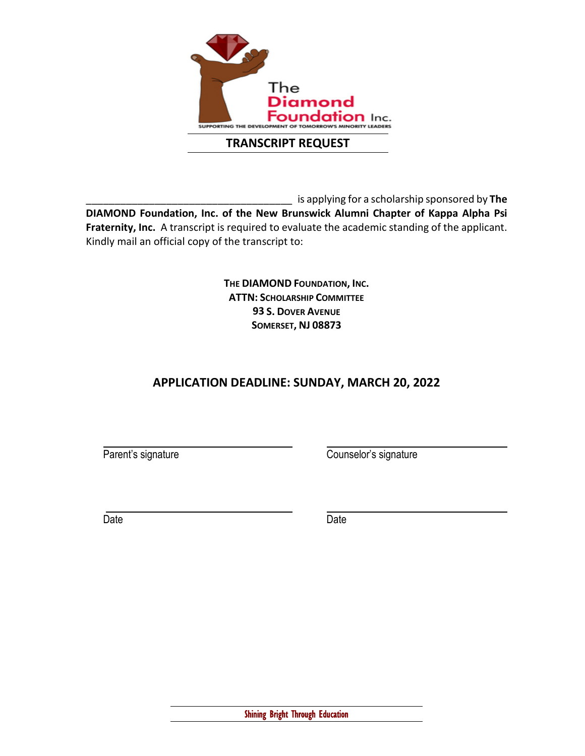The Diamond Foundation Inc.

SUPPORTING THE DEVELOPMENT OF TOMORROW'S MINORITY LEADERS

## TRANSCRIPT REQUEST

_________________________________ is applying for a scholarship sponsored by **The DIAMOND Foundation, Inc. of the New Brunswick Alumni Chapter of Kappa Alpha Psi Fraternity, Inc.** A transcript is required to evaluate the academic standing of the applicant. Kindly mail an official copy of the transcript to:

**THE DIAMOND FOUNDATION, INC.**
**ATTN: SCHOLARSHIP COMMITTEE**
**93 S. DOVER AVENUE**
**SOMERSET, NJ 08873**

### APPLICATION DEADLINE: SUNDAY, MARCH 20, 2022

_________________________ Parent's signature

_________________________ Counselor's signature

_________________________ Date

_________________________ Date

Shining Bright Through Education